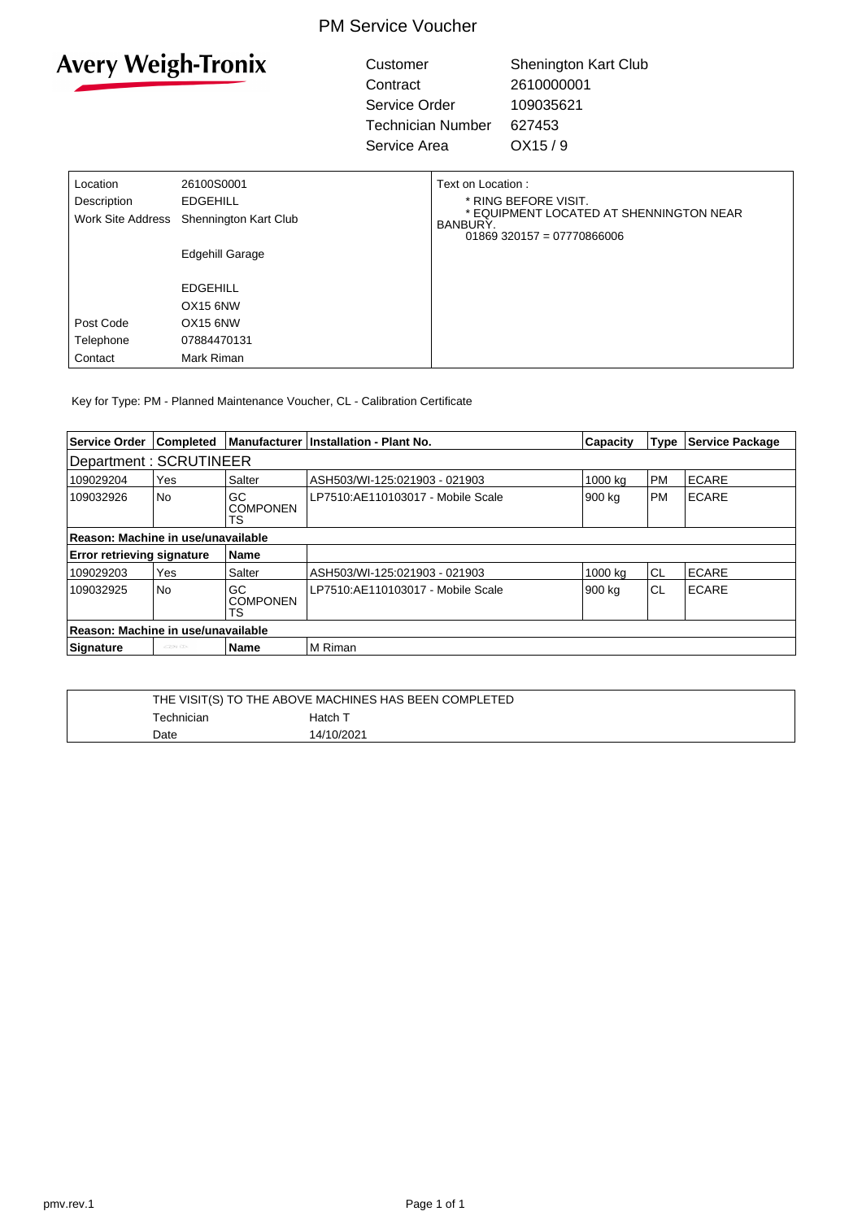# PM Service Voucher

Avery Weigh-Tronix

| | |
|---|---|
| Customer | Shenington Kart Club |
| Contract | 2610000001 |
| Service Order | 109035621 |
| Technician Number | 627453 |
| Service Area | OX15 / 9 |

| | | Text on Location : |
|---|---|---|
| Location | 26100S0001 | * RING BEFORE VISIT. |
| Description | EDGEHILL | * EQUIPMENT LOCATED AT SHENNINGTON NEAR BANBURY. |
| Work Site Address | Shennington Kart Club | 01869 320157 = 07770866006 |
| | Edgehill Garage | |
| | EDGEHILL | |
| | OX15 6NW | |
| Post Code | OX15 6NW | |
| Telephone | 07884470131 | |
| Contact | Mark Riman | |

Key for Type: PM - Planned Maintenance Voucher, CL - Calibration Certificate

| Service Order | Completed | Manufacturer | Installation - Plant No. | Capacity | Type | Service Package |
|---|---|---|---|---|---|---|
| Department : SCRUTINEER | | | | | | |
| 109029204 | Yes | Salter | ASH503/WI-125:021903 - 021903 | 1000 kg | PM | ECARE |
| 109032926 | No | GC COMPONENTS | LP7510:AE110103017 - Mobile Scale | 900 kg | PM | ECARE |
| **Reason: Machine in use/unavailable** | | | | | | |
| **Error retrieving signature** | | **Name** | | | | |
| 109029203 | Yes | Salter | ASH503/WI-125:021903 - 021903 | 1000 kg | CL | ECARE |
| 109032925 | No | GC COMPONENTS | LP7510:AE110103017 - Mobile Scale | 900 kg | CL | ECARE |
| **Reason: Machine in use/unavailable** | | | | | | |
| **Signature** | | **Name** | M Riman | | | |

THE VISIT(S) TO THE ABOVE MACHINES HAS BEEN COMPLETED

| | |
|---|---|
| Technician | Hatch T |
| Date | 14/10/2021 |

pmv.rev.1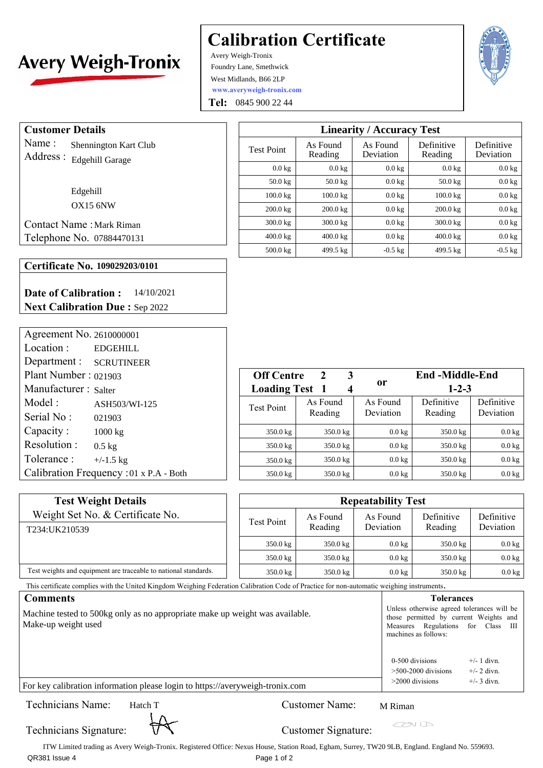Avery Weigh-Tronix

# Calibration Certificate

Avery Weigh-Tronix
Foundry Lane, Smethwick
West Midlands, B66 2LP
www.averyweigh-tronix.com
**Tel:** 0845 900 22 44

## Customer Details

Name : Shennington Kart Club
Address : Edgehill Garage

Edgehill
OX15 6NW

Contact Name : Mark Riman
Telephone No. 07884470131

## Linearity / Accuracy Test

| Test Point | As Found Reading | As Found Deviation | Definitive Reading | Definitive Deviation |
|---|---|---|---|---|
| 0.0 kg | 0.0 kg | 0.0 kg | 0.0 kg | 0.0 kg |
| 50.0 kg | 50.0 kg | 0.0 kg | 50.0 kg | 0.0 kg |
| 100.0 kg | 100.0 kg | 0.0 kg | 100.0 kg | 0.0 kg |
| 200.0 kg | 200.0 kg | 0.0 kg | 200.0 kg | 0.0 kg |
| 300.0 kg | 300.0 kg | 0.0 kg | 300.0 kg | 0.0 kg |
| 400.0 kg | 400.0 kg | 0.0 kg | 400.0 kg | 0.0 kg |
| 500.0 kg | 499.5 kg | -0.5 kg | 499.5 kg | -0.5 kg |

**Certificate No. 109029203/0101**

**Date of Calibration :** 14/10/2021
**Next Calibration Due :** Sep 2022

Agreement No. 2610000001
Location : EDGEHILL
Department : SCRUTINEER
Plant Number : 021903
Manufacturer : Salter
Model : ASH503/WI-125
Serial No : 021903
Capacity : 1000 kg
Resolution : 0.5 kg
Tolerance : +/-1.5 kg
Calibration Frequency : 01 x P.A - Both

## Off Centre Loading Test (2 3 / 1 4) or End-Middle-End (1-2-3)

| Test Point | As Found Reading | As Found Deviation | Definitive Reading | Definitive Deviation |
|---|---|---|---|---|
| 350.0 kg | 350.0 kg | 0.0 kg | 350.0 kg | 0.0 kg |
| 350.0 kg | 350.0 kg | 0.0 kg | 350.0 kg | 0.0 kg |
| 350.0 kg | 350.0 kg | 0.0 kg | 350.0 kg | 0.0 kg |
| 350.0 kg | 350.0 kg | 0.0 kg | 350.0 kg | 0.0 kg |

## Test Weight Details

Weight Set No. & Certificate No.

T234:UK210539

Test weights and equipment are traceable to national standards.

## Repeatability Test

| Test Point | As Found Reading | As Found Deviation | Definitive Reading | Definitive Deviation |
|---|---|---|---|---|
| 350.0 kg | 350.0 kg | 0.0 kg | 350.0 kg | 0.0 kg |
| 350.0 kg | 350.0 kg | 0.0 kg | 350.0 kg | 0.0 kg |
| 350.0 kg | 350.0 kg | 0.0 kg | 350.0 kg | 0.0 kg |

This certificate complies with the United Kingdom Weighing Federation Calibration Code of Practice for non-automatic weighing instruments.

## Comments

Machine tested to 500kg only as no appropriate make up weight was available.
Make-up weight used

For key calibration information please login to https://averyweigh-tronix.com

## Tolerances

Unless otherwise agreed tolerances will be those permitted by current Weights and Measures Regulations for Class III machines as follows:

| | |
|---|---|
| 0-500 divisions | +/- 1 divn. |
| >500-2000 divisions | +/- 2 divn. |
| >2000 divisions | +/- 3 divn. |

Technicians Name: Hatch T
Technicians Signature: [signature]

Customer Name: M Riman
Customer Signature: COVID

ITW Limited trading as Avery Weigh-Tronix. Registered Office: Nexus House, Station Road, Egham, Surrey, TW20 9LB, England. England No. 559693.

QR381 Issue 4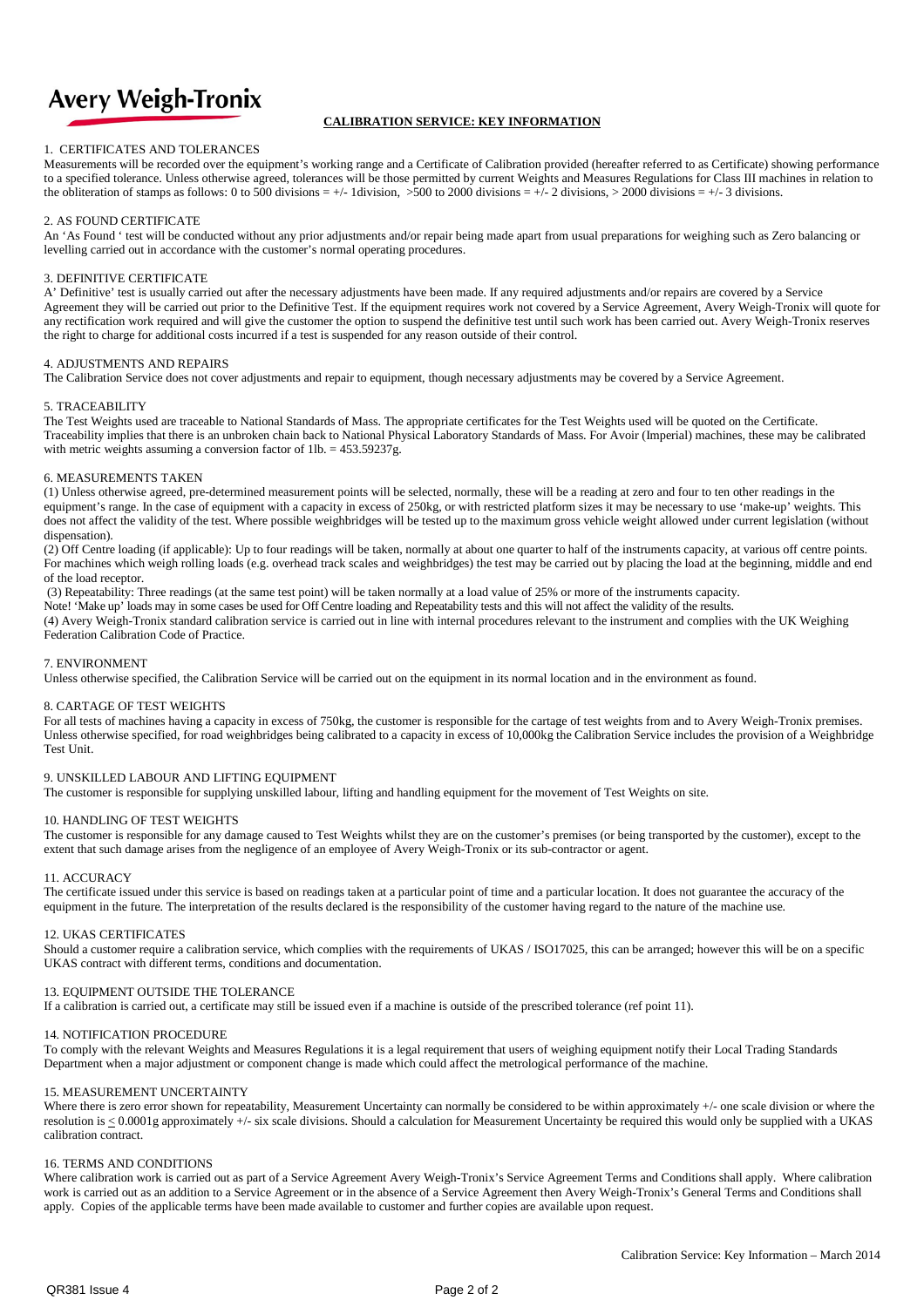Avery Weigh-Tronix

**CALIBRATION SERVICE: KEY INFORMATION**

1. CERTIFICATES AND TOLERANCES
Measurements will be recorded over the equipment's working range and a Certificate of Calibration provided (hereafter referred to as Certificate) showing performance to a specified tolerance. Unless otherwise agreed, tolerances will be those permitted by current Weights and Measures Regulations for Class III machines in relation to the obliteration of stamps as follows: 0 to 500 divisions = +/- 1division, >500 to 2000 divisions = +/- 2 divisions, > 2000 divisions = +/- 3 divisions.

2. AS FOUND CERTIFICATE
An 'As Found ' test will be conducted without any prior adjustments and/or repair being made apart from usual preparations for weighing such as Zero balancing or levelling carried out in accordance with the customer's normal operating procedures.

3. DEFINITIVE CERTIFICATE
A' Definitive' test is usually carried out after the necessary adjustments have been made. If any required adjustments and/or repairs are covered by a Service Agreement they will be carried out prior to the Definitive Test. If the equipment requires work not covered by a Service Agreement, Avery Weigh-Tronix will quote for any rectification work required and will give the customer the option to suspend the definitive test until such work has been carried out. Avery Weigh-Tronix reserves the right to charge for additional costs incurred if a test is suspended for any reason outside of their control.

4. ADJUSTMENTS AND REPAIRS
The Calibration Service does not cover adjustments and repair to equipment, though necessary adjustments may be covered by a Service Agreement.

5. TRACEABILITY
The Test Weights used are traceable to National Standards of Mass. The appropriate certificates for the Test Weights used will be quoted on the Certificate. Traceability implies that there is an unbroken chain back to National Physical Laboratory Standards of Mass. For Avoir (Imperial) machines, these may be calibrated with metric weights assuming a conversion factor of 1lb. = 453.59237g.

6. MEASUREMENTS TAKEN
(1) Unless otherwise agreed, pre-determined measurement points will be selected, normally, these will be a reading at zero and four to ten other readings in the equipment's range. In the case of equipment with a capacity in excess of 250kg, or with restricted platform sizes it may be necessary to use 'make-up' weights. This does not affect the validity of the test. Where possible weighbridges will be tested up to the maximum gross vehicle weight allowed under current legislation (without dispensation).
(2) Off Centre loading (if applicable): Up to four readings will be taken, normally at about one quarter to half of the instruments capacity, at various off centre points. For machines which weigh rolling loads (e.g. overhead track scales and weighbridges) the test may be carried out by placing the load at the beginning, middle and end of the load receptor.
(3) Repeatability: Three readings (at the same test point) will be taken normally at a load value of 25% or more of the instruments capacity.
Note! 'Make up' loads may in some cases be used for Off Centre loading and Repeatability tests and this will not affect the validity of the results.
(4) Avery Weigh-Tronix standard calibration service is carried out in line with internal procedures relevant to the instrument and complies with the UK Weighing Federation Calibration Code of Practice.

7. ENVIRONMENT
Unless otherwise specified, the Calibration Service will be carried out on the equipment in its normal location and in the environment as found.

8. CARTAGE OF TEST WEIGHTS
For all tests of machines having a capacity in excess of 750kg, the customer is responsible for the cartage of test weights from and to Avery Weigh-Tronix premises. Unless otherwise specified, for road weighbridges being calibrated to a capacity in excess of 10,000kg the Calibration Service includes the provision of a Weighbridge Test Unit.

9. UNSKILLED LABOUR AND LIFTING EQUIPMENT
The customer is responsible for supplying unskilled labour, lifting and handling equipment for the movement of Test Weights on site.

10. HANDLING OF TEST WEIGHTS
The customer is responsible for any damage caused to Test Weights whilst they are on the customer's premises (or being transported by the customer), except to the extent that such damage arises from the negligence of an employee of Avery Weigh-Tronix or its sub-contractor or agent.

11. ACCURACY
The certificate issued under this service is based on readings taken at a particular point of time and a particular location. It does not guarantee the accuracy of the equipment in the future. The interpretation of the results declared is the responsibility of the customer having regard to the nature of the machine use.

12. UKAS CERTIFICATES
Should a customer require a calibration service, which complies with the requirements of UKAS / ISO17025, this can be arranged; however this will be on a specific UKAS contract with different terms, conditions and documentation.

13. EQUIPMENT OUTSIDE THE TOLERANCE
If a calibration is carried out, a certificate may still be issued even if a machine is outside of the prescribed tolerance (ref point 11).

14. NOTIFICATION PROCEDURE
To comply with the relevant Weights and Measures Regulations it is a legal requirement that users of weighing equipment notify their Local Trading Standards Department when a major adjustment or component change is made which could affect the metrological performance of the machine.

15. MEASUREMENT UNCERTAINTY
Where there is zero error shown for repeatability, Measurement Uncertainty can normally be considered to be within approximately +/- one scale division or where the resolution is $\leq$ 0.0001g approximately +/- six scale divisions. Should a calculation for Measurement Uncertainty be required this would only be supplied with a UKAS calibration contract.

16. TERMS AND CONDITIONS
Where calibration work is carried out as part of a Service Agreement Avery Weigh-Tronix's Service Agreement Terms and Conditions shall apply. Where calibration work is carried out as an addition to a Service Agreement or in the absence of a Service Agreement then Avery Weigh-Tronix's General Terms and Conditions shall apply. Copies of the applicable terms have been made available to customer and further copies are available upon request.

Calibration Service: Key Information – March 2014

QR381 Issue 4